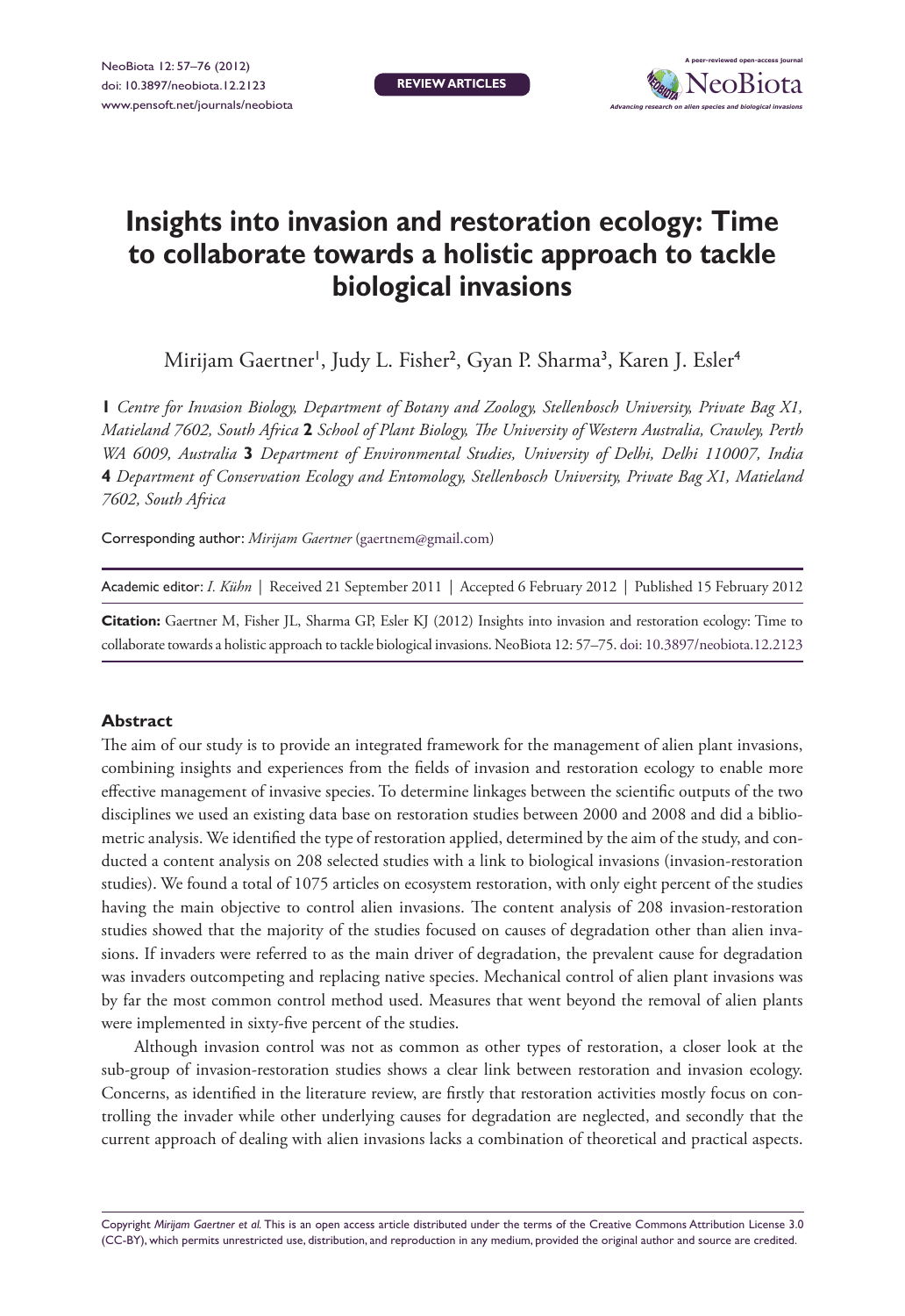# Insights into invasion and restoration ecology: Time to collaborate towards a holistic approach to tackle biological invasions

Mirijam Gaertner[1], Judy L. Fisher[2], Gyan P. Sharma[3], Karen J. Esler[4]

**1** *Centre for Invasion Biology, Department of Botany and Zoology, Stellenbosch University, Private Bag X1, Matieland 7602, South Africa* **2** *School of Plant Biology, The University of Western Australia, Crawley, Perth WA 6009, Australia* **3** *Department of Environmental Studies, University of Delhi, Delhi 110007, India* **4** *Department of Conservation Ecology and Entomology, Stellenbosch University, Private Bag X1, Matieland 7602, South Africa*

Corresponding author: *Mirijam Gaertner* (gaertnem@gmail.com)

Academic editor: *I. Kühn* | Received 21 September 2011 | Accepted 6 February 2012 | Published 15 February 2012

**Citation:** Gaertner M, Fisher JL, Sharma GP, Esler KJ (2012) Insights into invasion and restoration ecology: Time to collaborate towards a holistic approach to tackle biological invasions. NeoBiota 12: 57–75. doi: 10.3897/neobiota.12.2123

### Abstract

The aim of our study is to provide an integrated framework for the management of alien plant invasions, combining insights and experiences from the fields of invasion and restoration ecology to enable more effective management of invasive species. To determine linkages between the scientific outputs of the two disciplines we used an existing data base on restoration studies between 2000 and 2008 and did a bibliometric analysis. We identified the type of restoration applied, determined by the aim of the study, and conducted a content analysis on 208 selected studies with a link to biological invasions (invasion-restoration studies). We found a total of 1075 articles on ecosystem restoration, with only eight percent of the studies having the main objective to control alien invasions. The content analysis of 208 invasion-restoration studies showed that the majority of the studies focused on causes of degradation other than alien invasions. If invaders were referred to as the main driver of degradation, the prevalent cause for degradation was invaders outcompeting and replacing native species. Mechanical control of alien plant invasions was by far the most common control method used. Measures that went beyond the removal of alien plants were implemented in sixty-five percent of the studies.

Although invasion control was not as common as other types of restoration, a closer look at the sub-group of invasion-restoration studies shows a clear link between restoration and invasion ecology. Concerns, as identified in the literature review, are firstly that restoration activities mostly focus on controlling the invader while other underlying causes for degradation are neglected, and secondly that the current approach of dealing with alien invasions lacks a combination of theoretical and practical aspects.

Copyright *Mirijam Gaertner et al.* This is an open access article distributed under the terms of the Creative Commons Attribution License 3.0 (CC-BY), which permits unrestricted use, distribution, and reproduction in any medium, provided the original author and source are credited.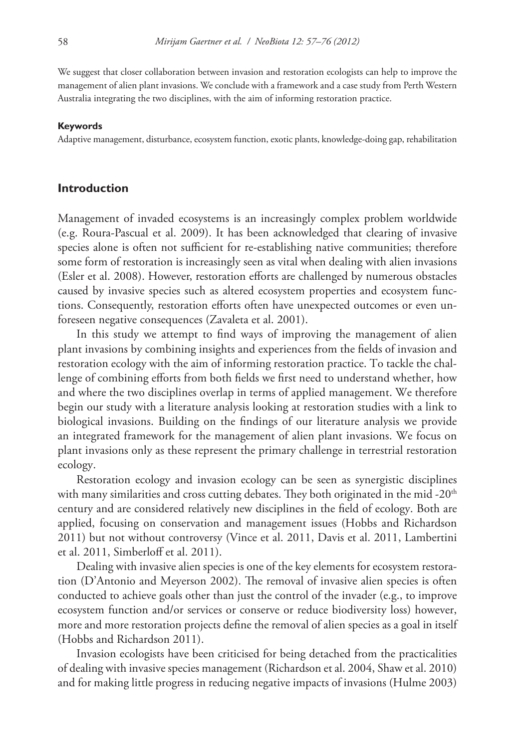We suggest that closer collaboration between invasion and restoration ecologists can help to improve the management of alien plant invasions. We conclude with a framework and a case study from Perth Western Australia integrating the two disciplines, with the aim of informing restoration practice.

**Keywords**

Adaptive management, disturbance, ecosystem function, exotic plants, knowledge-doing gap, rehabilitation

## Introduction

Management of invaded ecosystems is an increasingly complex problem worldwide (e.g. Roura-Pascual et al. 2009). It has been acknowledged that clearing of invasive species alone is often not sufficient for re-establishing native communities; therefore some form of restoration is increasingly seen as vital when dealing with alien invasions (Esler et al. 2008). However, restoration efforts are challenged by numerous obstacles caused by invasive species such as altered ecosystem properties and ecosystem functions. Consequently, restoration efforts often have unexpected outcomes or even unforeseen negative consequences (Zavaleta et al. 2001).

In this study we attempt to find ways of improving the management of alien plant invasions by combining insights and experiences from the fields of invasion and restoration ecology with the aim of informing restoration practice. To tackle the challenge of combining efforts from both fields we first need to understand whether, how and where the two disciplines overlap in terms of applied management. We therefore begin our study with a literature analysis looking at restoration studies with a link to biological invasions. Building on the findings of our literature analysis we provide an integrated framework for the management of alien plant invasions. We focus on plant invasions only as these represent the primary challenge in terrestrial restoration ecology.

Restoration ecology and invasion ecology can be seen as synergistic disciplines with many similarities and cross cutting debates. They both originated in the mid -20th century and are considered relatively new disciplines in the field of ecology. Both are applied, focusing on conservation and management issues (Hobbs and Richardson 2011) but not without controversy (Vince et al. 2011, Davis et al. 2011, Lambertini et al. 2011, Simberloff et al. 2011).

Dealing with invasive alien species is one of the key elements for ecosystem restoration (D'Antonio and Meyerson 2002). The removal of invasive alien species is often conducted to achieve goals other than just the control of the invader (e.g., to improve ecosystem function and/or services or conserve or reduce biodiversity loss) however, more and more restoration projects define the removal of alien species as a goal in itself (Hobbs and Richardson 2011).

Invasion ecologists have been criticised for being detached from the practicalities of dealing with invasive species management (Richardson et al. 2004, Shaw et al. 2010) and for making little progress in reducing negative impacts of invasions (Hulme 2003)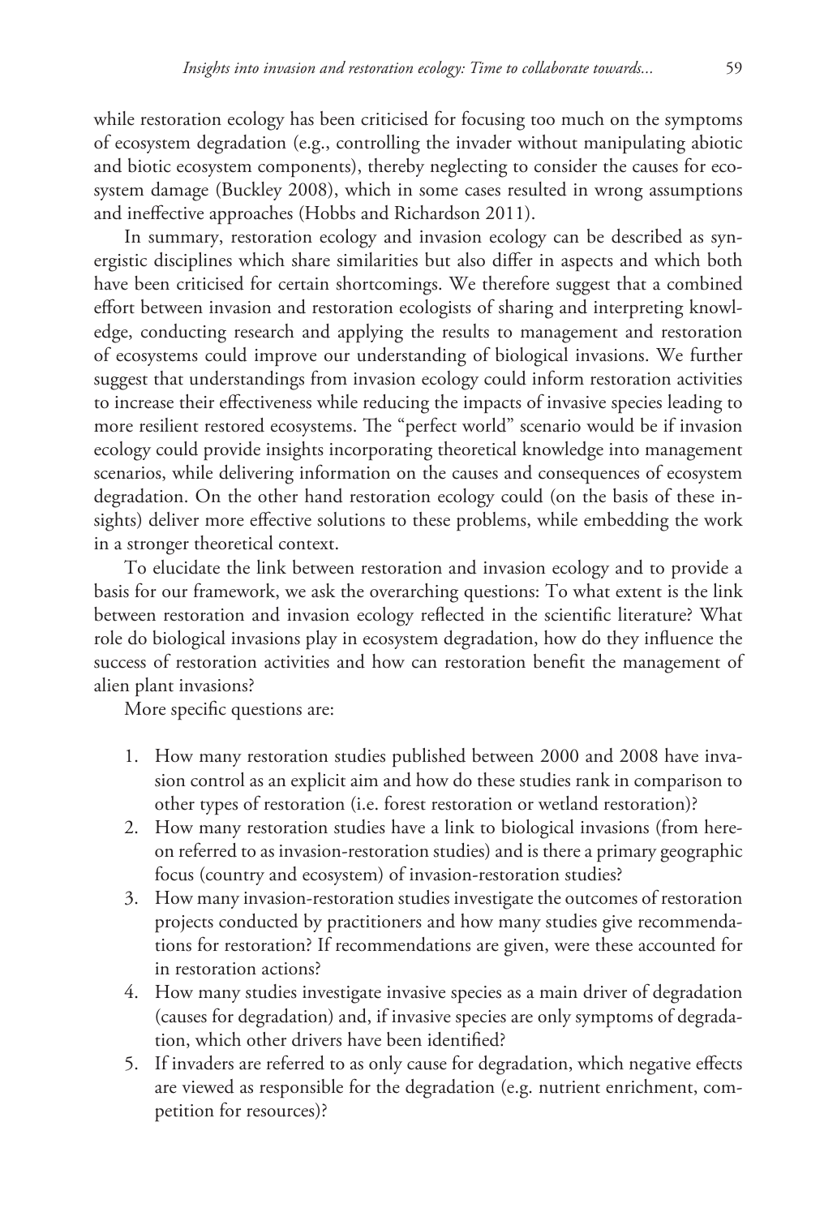while restoration ecology has been criticised for focusing too much on the symptoms of ecosystem degradation (e.g., controlling the invader without manipulating abiotic and biotic ecosystem components), thereby neglecting to consider the causes for ecosystem damage (Buckley 2008), which in some cases resulted in wrong assumptions and ineffective approaches (Hobbs and Richardson 2011).

In summary, restoration ecology and invasion ecology can be described as synergistic disciplines which share similarities but also differ in aspects and which both have been criticised for certain shortcomings. We therefore suggest that a combined effort between invasion and restoration ecologists of sharing and interpreting knowledge, conducting research and applying the results to management and restoration of ecosystems could improve our understanding of biological invasions. We further suggest that understandings from invasion ecology could inform restoration activities to increase their effectiveness while reducing the impacts of invasive species leading to more resilient restored ecosystems. The "perfect world" scenario would be if invasion ecology could provide insights incorporating theoretical knowledge into management scenarios, while delivering information on the causes and consequences of ecosystem degradation. On the other hand restoration ecology could (on the basis of these insights) deliver more effective solutions to these problems, while embedding the work in a stronger theoretical context.

To elucidate the link between restoration and invasion ecology and to provide a basis for our framework, we ask the overarching questions: To what extent is the link between restoration and invasion ecology reflected in the scientific literature? What role do biological invasions play in ecosystem degradation, how do they influence the success of restoration activities and how can restoration benefit the management of alien plant invasions?

More specific questions are:

1. How many restoration studies published between 2000 and 2008 have invasion control as an explicit aim and how do these studies rank in comparison to other types of restoration (i.e. forest restoration or wetland restoration)?
2. How many restoration studies have a link to biological invasions (from hereon referred to as invasion-restoration studies) and is there a primary geographic focus (country and ecosystem) of invasion-restoration studies?
3. How many invasion-restoration studies investigate the outcomes of restoration projects conducted by practitioners and how many studies give recommendations for restoration? If recommendations are given, were these accounted for in restoration actions?
4. How many studies investigate invasive species as a main driver of degradation (causes for degradation) and, if invasive species are only symptoms of degradation, which other drivers have been identified?
5. If invaders are referred to as only cause for degradation, which negative effects are viewed as responsible for the degradation (e.g. nutrient enrichment, competition for resources)?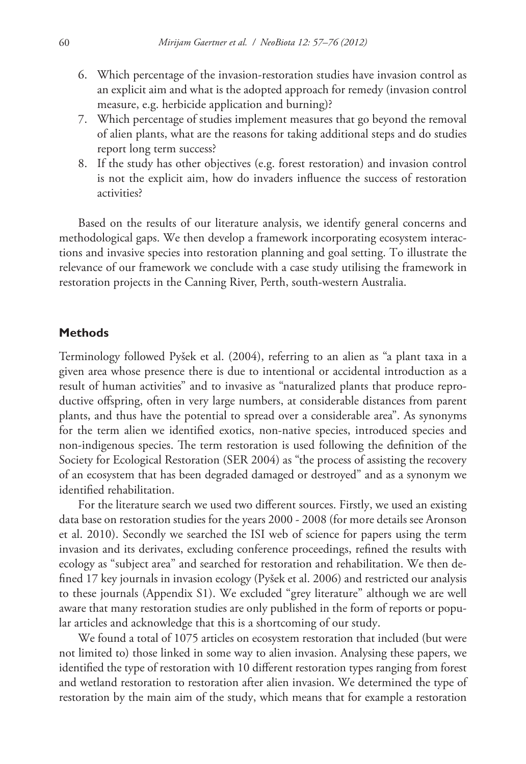6. Which percentage of the invasion-restoration studies have invasion control as an explicit aim and what is the adopted approach for remedy (invasion control measure, e.g. herbicide application and burning)?
7. Which percentage of studies implement measures that go beyond the removal of alien plants, what are the reasons for taking additional steps and do studies report long term success?
8. If the study has other objectives (e.g. forest restoration) and invasion control is not the explicit aim, how do invaders influence the success of restoration activities?

Based on the results of our literature analysis, we identify general concerns and methodological gaps. We then develop a framework incorporating ecosystem interactions and invasive species into restoration planning and goal setting. To illustrate the relevance of our framework we conclude with a case study utilising the framework in restoration projects in the Canning River, Perth, south-western Australia.

## Methods

Terminology followed Pyšek et al. (2004), referring to an alien as "a plant taxa in a given area whose presence there is due to intentional or accidental introduction as a result of human activities" and to invasive as "naturalized plants that produce reproductive offspring, often in very large numbers, at considerable distances from parent plants, and thus have the potential to spread over a considerable area". As synonyms for the term alien we identified exotics, non-native species, introduced species and non-indigenous species. The term restoration is used following the definition of the Society for Ecological Restoration (SER 2004) as "the process of assisting the recovery of an ecosystem that has been degraded damaged or destroyed" and as a synonym we identified rehabilitation.

For the literature search we used two different sources. Firstly, we used an existing data base on restoration studies for the years 2000 - 2008 (for more details see Aronson et al. 2010). Secondly we searched the ISI web of science for papers using the term invasion and its derivates, excluding conference proceedings, refined the results with ecology as "subject area" and searched for restoration and rehabilitation. We then defined 17 key journals in invasion ecology (Pyšek et al. 2006) and restricted our analysis to these journals (Appendix S1). We excluded "grey literature" although we are well aware that many restoration studies are only published in the form of reports or popular articles and acknowledge that this is a shortcoming of our study.

We found a total of 1075 articles on ecosystem restoration that included (but were not limited to) those linked in some way to alien invasion. Analysing these papers, we identified the type of restoration with 10 different restoration types ranging from forest and wetland restoration to restoration after alien invasion. We determined the type of restoration by the main aim of the study, which means that for example a restoration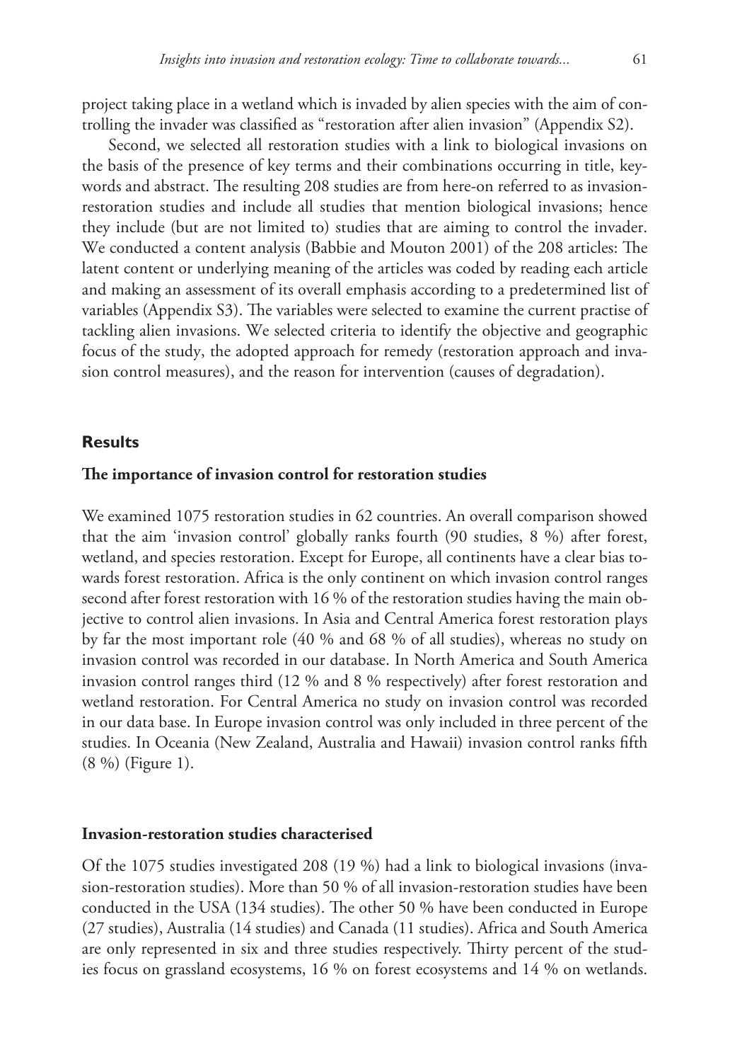project taking place in a wetland which is invaded by alien species with the aim of controlling the invader was classified as "restoration after alien invasion" (Appendix S2).

Second, we selected all restoration studies with a link to biological invasions on the basis of the presence of key terms and their combinations occurring in title, keywords and abstract. The resulting 208 studies are from here-on referred to as invasion-restoration studies and include all studies that mention biological invasions; hence they include (but are not limited to) studies that are aiming to control the invader. We conducted a content analysis (Babbie and Mouton 2001) of the 208 articles: The latent content or underlying meaning of the articles was coded by reading each article and making an assessment of its overall emphasis according to a predetermined list of variables (Appendix S3). The variables were selected to examine the current practise of tackling alien invasions. We selected criteria to identify the objective and geographic focus of the study, the adopted approach for remedy (restoration approach and invasion control measures), and the reason for intervention (causes of degradation).

## Results

### The importance of invasion control for restoration studies

We examined 1075 restoration studies in 62 countries. An overall comparison showed that the aim 'invasion control' globally ranks fourth (90 studies, 8 %) after forest, wetland, and species restoration. Except for Europe, all continents have a clear bias towards forest restoration. Africa is the only continent on which invasion control ranges second after forest restoration with 16 % of the restoration studies having the main objective to control alien invasions. In Asia and Central America forest restoration plays by far the most important role (40 % and 68 % of all studies), whereas no study on invasion control was recorded in our database. In North America and South America invasion control ranges third (12 % and 8 % respectively) after forest restoration and wetland restoration. For Central America no study on invasion control was recorded in our data base. In Europe invasion control was only included in three percent of the studies. In Oceania (New Zealand, Australia and Hawaii) invasion control ranks fifth (8 %) (Figure 1).

### Invasion-restoration studies characterised

Of the 1075 studies investigated 208 (19 %) had a link to biological invasions (invasion-restoration studies). More than 50 % of all invasion-restoration studies have been conducted in the USA (134 studies). The other 50 % have been conducted in Europe (27 studies), Australia (14 studies) and Canada (11 studies). Africa and South America are only represented in six and three studies respectively. Thirty percent of the studies focus on grassland ecosystems, 16 % on forest ecosystems and 14 % on wetlands.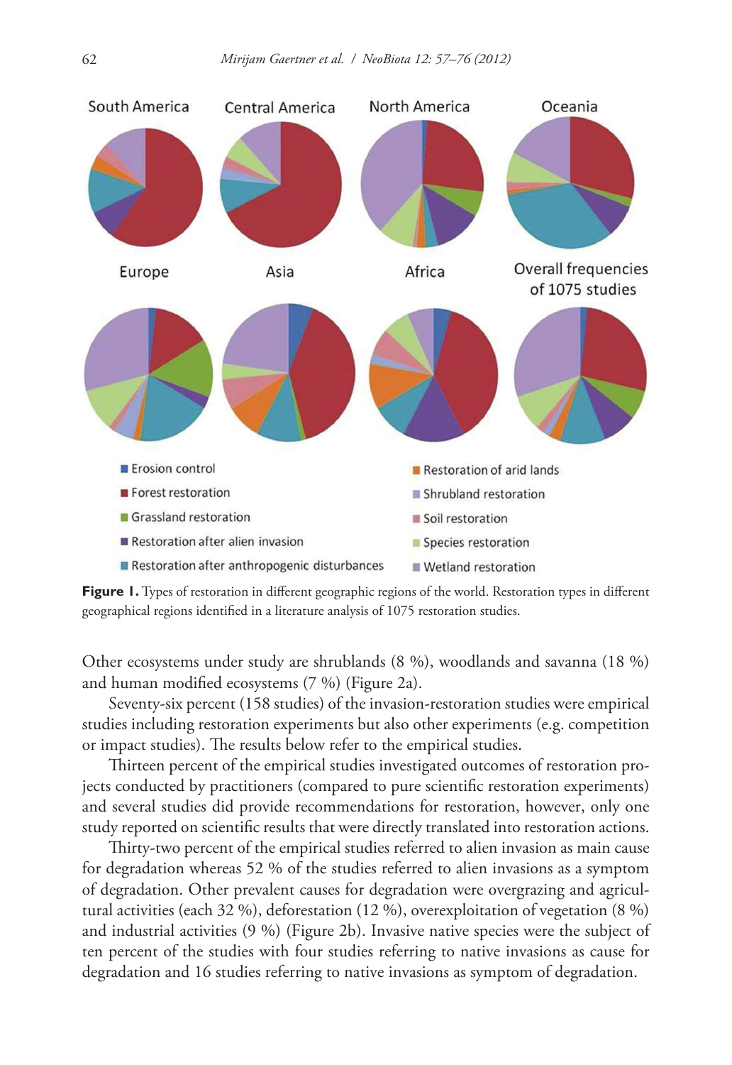**Figure 1.** Types of restoration in different geographic regions of the world. Restoration types in different geographical regions identified in a literature analysis of 1075 restoration studies.

Other ecosystems under study are shrublands (8 %), woodlands and savanna (18 %) and human modified ecosystems (7 %) (Figure 2a).

Seventy-six percent (158 studies) of the invasion-restoration studies were empirical studies including restoration experiments but also other experiments (e.g. competition or impact studies). The results below refer to the empirical studies.

Thirteen percent of the empirical studies investigated outcomes of restoration projects conducted by practitioners (compared to pure scientific restoration experiments) and several studies did provide recommendations for restoration, however, only one study reported on scientific results that were directly translated into restoration actions.

Thirty-two percent of the empirical studies referred to alien invasion as main cause for degradation whereas 52 % of the studies referred to alien invasions as a symptom of degradation. Other prevalent causes for degradation were overgrazing and agricultural activities (each 32 %), deforestation (12 %), overexploitation of vegetation (8 %) and industrial activities (9 %) (Figure 2b). Invasive native species were the subject of ten percent of the studies with four studies referring to native invasions as cause for degradation and 16 studies referring to native invasions as symptom of degradation.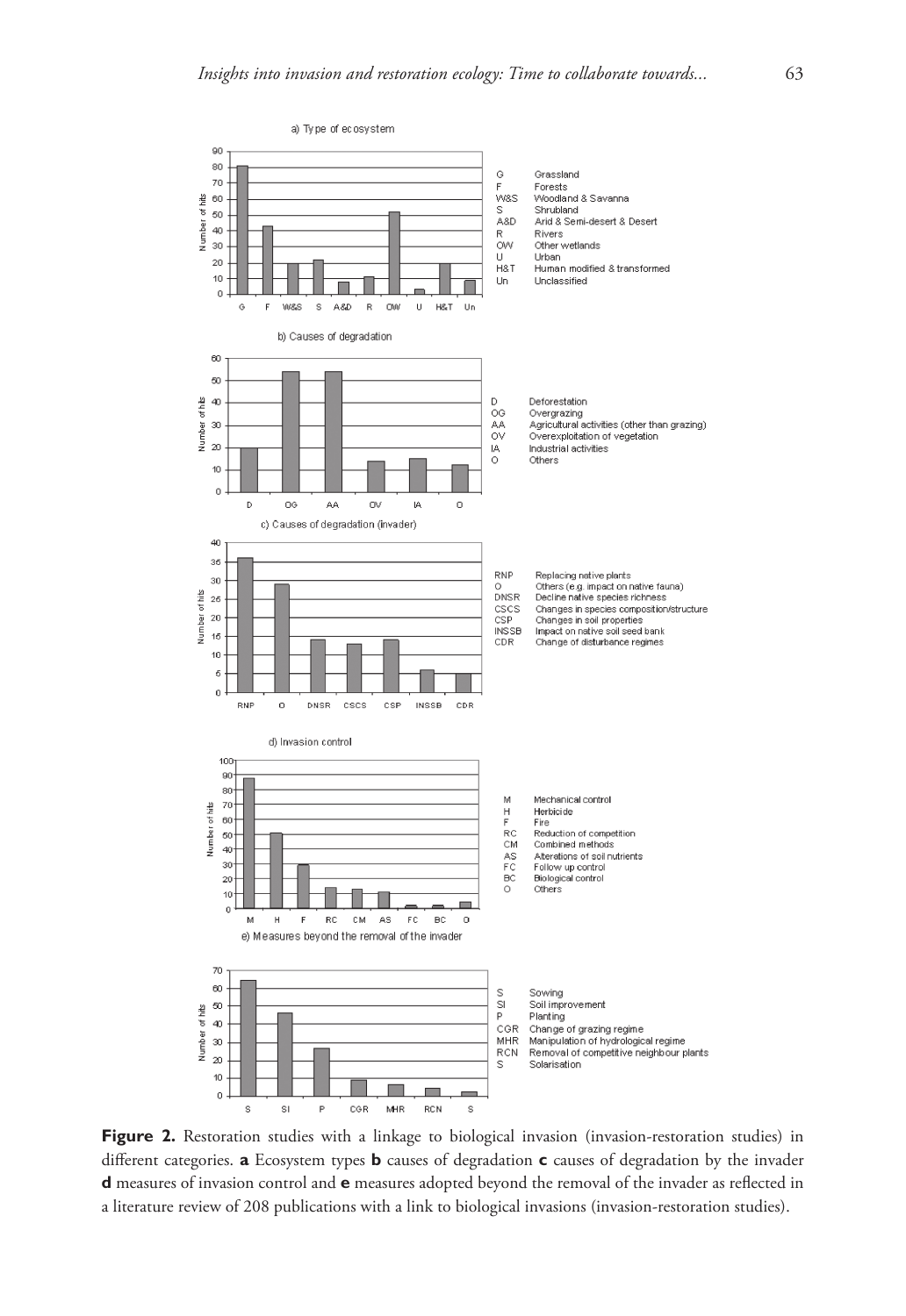**Figure 2.** Restoration studies with a linkage to biological invasion (invasion-restoration studies) in different categories. **a** Ecosystem types **b** causes of degradation **c** causes of degradation by the invader **d** measures of invasion control and **e** measures adopted beyond the removal of the invader as reflected in a literature review of 208 publications with a link to biological invasions (invasion-restoration studies).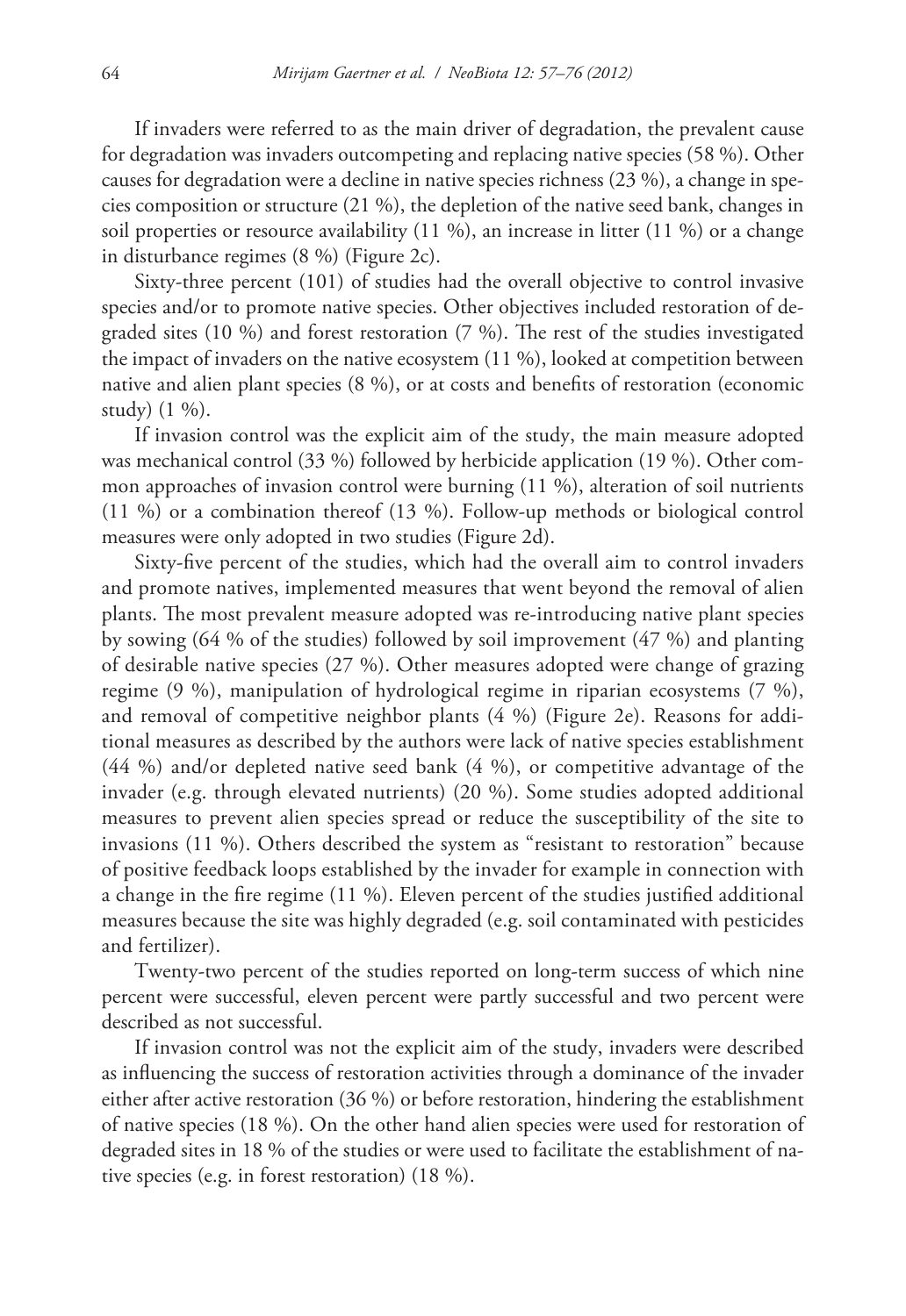If invaders were referred to as the main driver of degradation, the prevalent cause for degradation was invaders outcompeting and replacing native species (58 %). Other causes for degradation were a decline in native species richness (23 %), a change in species composition or structure (21 %), the depletion of the native seed bank, changes in soil properties or resource availability (11 %), an increase in litter (11 %) or a change in disturbance regimes (8 %) (Figure 2c).

Sixty-three percent (101) of studies had the overall objective to control invasive species and/or to promote native species. Other objectives included restoration of degraded sites (10 %) and forest restoration (7 %). The rest of the studies investigated the impact of invaders on the native ecosystem (11 %), looked at competition between native and alien plant species (8 %), or at costs and benefits of restoration (economic study) (1 %).

If invasion control was the explicit aim of the study, the main measure adopted was mechanical control (33 %) followed by herbicide application (19 %). Other common approaches of invasion control were burning (11 %), alteration of soil nutrients (11 %) or a combination thereof (13 %). Follow-up methods or biological control measures were only adopted in two studies (Figure 2d).

Sixty-five percent of the studies, which had the overall aim to control invaders and promote natives, implemented measures that went beyond the removal of alien plants. The most prevalent measure adopted was re-introducing native plant species by sowing (64 % of the studies) followed by soil improvement (47 %) and planting of desirable native species (27 %). Other measures adopted were change of grazing regime (9 %), manipulation of hydrological regime in riparian ecosystems (7 %), and removal of competitive neighbor plants (4 %) (Figure 2e). Reasons for additional measures as described by the authors were lack of native species establishment (44 %) and/or depleted native seed bank (4 %), or competitive advantage of the invader (e.g. through elevated nutrients) (20 %). Some studies adopted additional measures to prevent alien species spread or reduce the susceptibility of the site to invasions (11 %). Others described the system as "resistant to restoration" because of positive feedback loops established by the invader for example in connection with a change in the fire regime (11 %). Eleven percent of the studies justified additional measures because the site was highly degraded (e.g. soil contaminated with pesticides and fertilizer).

Twenty-two percent of the studies reported on long-term success of which nine percent were successful, eleven percent were partly successful and two percent were described as not successful.

If invasion control was not the explicit aim of the study, invaders were described as influencing the success of restoration activities through a dominance of the invader either after active restoration (36 %) or before restoration, hindering the establishment of native species (18 %). On the other hand alien species were used for restoration of degraded sites in 18 % of the studies or were used to facilitate the establishment of native species (e.g. in forest restoration) (18 %).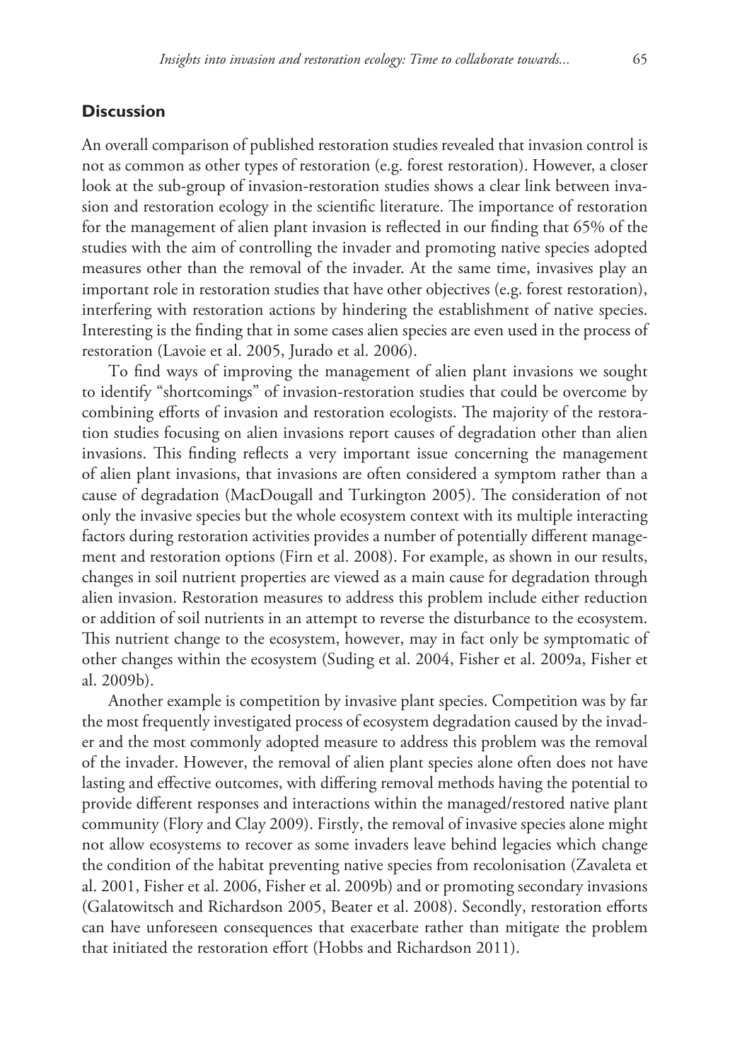## Discussion

An overall comparison of published restoration studies revealed that invasion control is not as common as other types of restoration (e.g. forest restoration). However, a closer look at the sub-group of invasion-restoration studies shows a clear link between invasion and restoration ecology in the scientific literature. The importance of restoration for the management of alien plant invasion is reflected in our finding that 65% of the studies with the aim of controlling the invader and promoting native species adopted measures other than the removal of the invader. At the same time, invasives play an important role in restoration studies that have other objectives (e.g. forest restoration), interfering with restoration actions by hindering the establishment of native species. Interesting is the finding that in some cases alien species are even used in the process of restoration (Lavoie et al. 2005, Jurado et al. 2006).

To find ways of improving the management of alien plant invasions we sought to identify "shortcomings" of invasion-restoration studies that could be overcome by combining efforts of invasion and restoration ecologists. The majority of the restoration studies focusing on alien invasions report causes of degradation other than alien invasions. This finding reflects a very important issue concerning the management of alien plant invasions, that invasions are often considered a symptom rather than a cause of degradation (MacDougall and Turkington 2005). The consideration of not only the invasive species but the whole ecosystem context with its multiple interacting factors during restoration activities provides a number of potentially different management and restoration options (Firn et al. 2008). For example, as shown in our results, changes in soil nutrient properties are viewed as a main cause for degradation through alien invasion. Restoration measures to address this problem include either reduction or addition of soil nutrients in an attempt to reverse the disturbance to the ecosystem. This nutrient change to the ecosystem, however, may in fact only be symptomatic of other changes within the ecosystem (Suding et al. 2004, Fisher et al. 2009a, Fisher et al. 2009b).

Another example is competition by invasive plant species. Competition was by far the most frequently investigated process of ecosystem degradation caused by the invader and the most commonly adopted measure to address this problem was the removal of the invader. However, the removal of alien plant species alone often does not have lasting and effective outcomes, with differing removal methods having the potential to provide different responses and interactions within the managed/restored native plant community (Flory and Clay 2009). Firstly, the removal of invasive species alone might not allow ecosystems to recover as some invaders leave behind legacies which change the condition of the habitat preventing native species from recolonisation (Zavaleta et al. 2001, Fisher et al. 2006, Fisher et al. 2009b) and or promoting secondary invasions (Galatowitsch and Richardson 2005, Beater et al. 2008). Secondly, restoration efforts can have unforeseen consequences that exacerbate rather than mitigate the problem that initiated the restoration effort (Hobbs and Richardson 2011).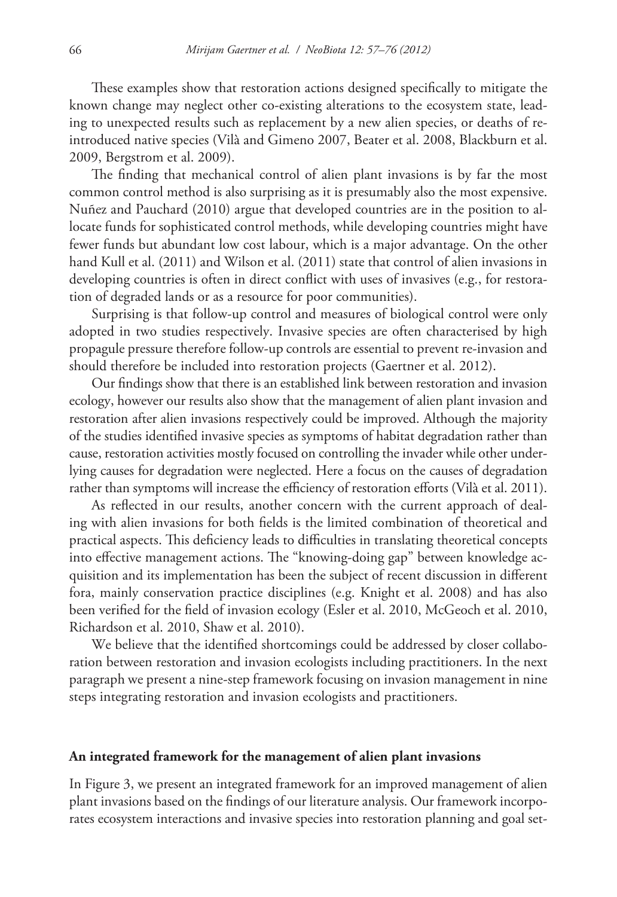These examples show that restoration actions designed specifically to mitigate the known change may neglect other co-existing alterations to the ecosystem state, leading to unexpected results such as replacement by a new alien species, or deaths of reintroduced native species (Vilà and Gimeno 2007, Beater et al. 2008, Blackburn et al. 2009, Bergstrom et al. 2009).

The finding that mechanical control of alien plant invasions is by far the most common control method is also surprising as it is presumably also the most expensive. Nuñez and Pauchard (2010) argue that developed countries are in the position to allocate funds for sophisticated control methods, while developing countries might have fewer funds but abundant low cost labour, which is a major advantage. On the other hand Kull et al. (2011) and Wilson et al. (2011) state that control of alien invasions in developing countries is often in direct conflict with uses of invasives (e.g., for restoration of degraded lands or as a resource for poor communities).

Surprising is that follow-up control and measures of biological control were only adopted in two studies respectively. Invasive species are often characterised by high propagule pressure therefore follow-up controls are essential to prevent re-invasion and should therefore be included into restoration projects (Gaertner et al. 2012).

Our findings show that there is an established link between restoration and invasion ecology, however our results also show that the management of alien plant invasion and restoration after alien invasions respectively could be improved. Although the majority of the studies identified invasive species as symptoms of habitat degradation rather than cause, restoration activities mostly focused on controlling the invader while other underlying causes for degradation were neglected. Here a focus on the causes of degradation rather than symptoms will increase the efficiency of restoration efforts (Vilà et al. 2011).

As reflected in our results, another concern with the current approach of dealing with alien invasions for both fields is the limited combination of theoretical and practical aspects. This deficiency leads to difficulties in translating theoretical concepts into effective management actions. The "knowing-doing gap" between knowledge acquisition and its implementation has been the subject of recent discussion in different fora, mainly conservation practice disciplines (e.g. Knight et al. 2008) and has also been verified for the field of invasion ecology (Esler et al. 2010, McGeoch et al. 2010, Richardson et al. 2010, Shaw et al. 2010).

We believe that the identified shortcomings could be addressed by closer collaboration between restoration and invasion ecologists including practitioners. In the next paragraph we present a nine-step framework focusing on invasion management in nine steps integrating restoration and invasion ecologists and practitioners.

## An integrated framework for the management of alien plant invasions

In Figure 3, we present an integrated framework for an improved management of alien plant invasions based on the findings of our literature analysis. Our framework incorporates ecosystem interactions and invasive species into restoration planning and goal set-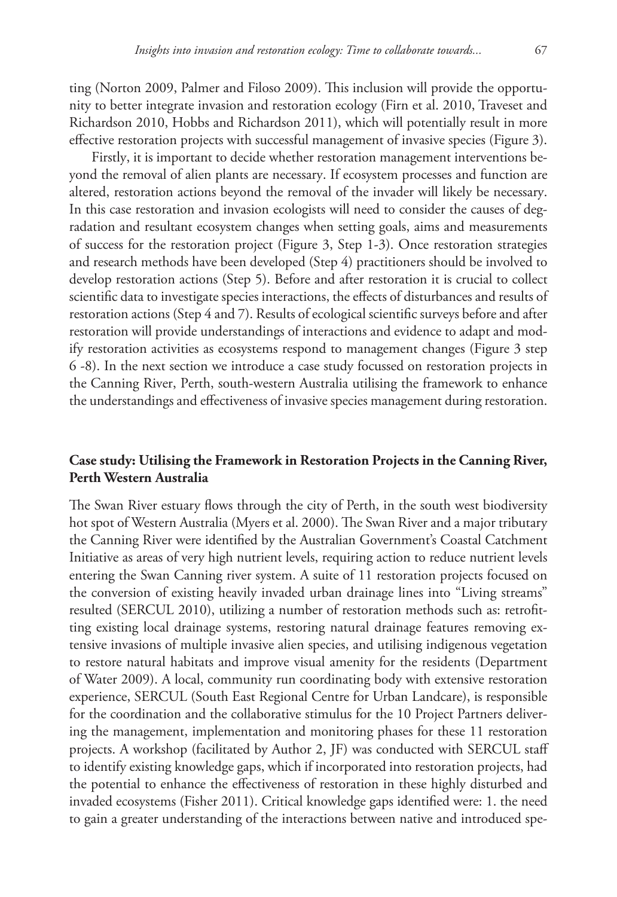ting (Norton 2009, Palmer and Filoso 2009). This inclusion will provide the opportunity to better integrate invasion and restoration ecology (Firn et al. 2010, Traveset and Richardson 2010, Hobbs and Richardson 2011), which will potentially result in more effective restoration projects with successful management of invasive species (Figure 3).

Firstly, it is important to decide whether restoration management interventions beyond the removal of alien plants are necessary. If ecosystem processes and function are altered, restoration actions beyond the removal of the invader will likely be necessary. In this case restoration and invasion ecologists will need to consider the causes of degradation and resultant ecosystem changes when setting goals, aims and measurements of success for the restoration project (Figure 3, Step 1-3). Once restoration strategies and research methods have been developed (Step 4) practitioners should be involved to develop restoration actions (Step 5). Before and after restoration it is crucial to collect scientific data to investigate species interactions, the effects of disturbances and results of restoration actions (Step 4 and 7). Results of ecological scientific surveys before and after restoration will provide understandings of interactions and evidence to adapt and modify restoration activities as ecosystems respond to management changes (Figure 3 step 6 -8). In the next section we introduce a case study focussed on restoration projects in the Canning River, Perth, south-western Australia utilising the framework to enhance the understandings and effectiveness of invasive species management during restoration.

## Case study: Utilising the Framework in Restoration Projects in the Canning River, Perth Western Australia

The Swan River estuary flows through the city of Perth, in the south west biodiversity hot spot of Western Australia (Myers et al. 2000). The Swan River and a major tributary the Canning River were identified by the Australian Government's Coastal Catchment Initiative as areas of very high nutrient levels, requiring action to reduce nutrient levels entering the Swan Canning river system. A suite of 11 restoration projects focused on the conversion of existing heavily invaded urban drainage lines into "Living streams" resulted (SERCUL 2010), utilizing a number of restoration methods such as: retrofitting existing local drainage systems, restoring natural drainage features removing extensive invasions of multiple invasive alien species, and utilising indigenous vegetation to restore natural habitats and improve visual amenity for the residents (Department of Water 2009). A local, community run coordinating body with extensive restoration experience, SERCUL (South East Regional Centre for Urban Landcare), is responsible for the coordination and the collaborative stimulus for the 10 Project Partners delivering the management, implementation and monitoring phases for these 11 restoration projects. A workshop (facilitated by Author 2, JF) was conducted with SERCUL staff to identify existing knowledge gaps, which if incorporated into restoration projects, had the potential to enhance the effectiveness of restoration in these highly disturbed and invaded ecosystems (Fisher 2011). Critical knowledge gaps identified were: 1. the need to gain a greater understanding of the interactions between native and introduced spe-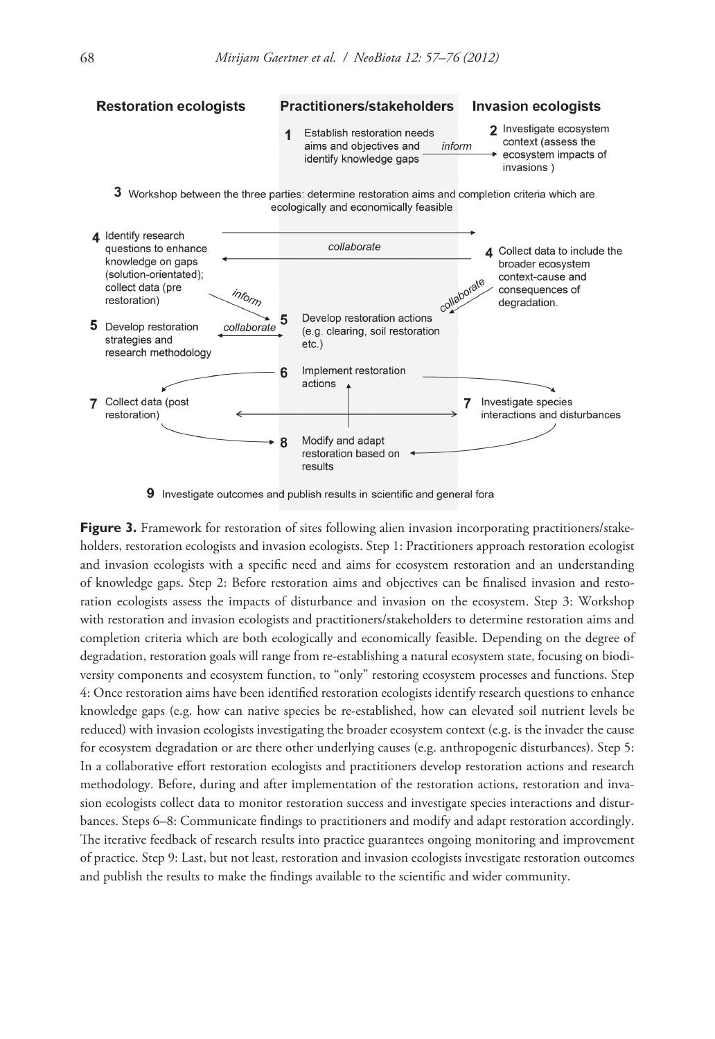**Restoration ecologists** | **Practitioners/stakeholders** | **Invasion ecologists**

**1** Establish restoration needs aims and objectives and identify knowledge gaps —*inform*→ **2** Investigate ecosystem context (assess the ecosystem impacts of invasions )

**3** Workshop between the three parties: determine restoration aims and completion criteria which are ecologically and economically feasible

**4** Identify research questions to enhance knowledge on gaps (solution-orientated); collect data (pre restoration) ←*collaborate*→ **4** Collect data to include the broader ecosystem context-cause and consequences of degradation.

*inform* / *collaborate*

**5** Develop restoration strategies and research methodology ←*collaborate*→ **5** Develop restoration actions (e.g. clearing, soil restoration etc.)

**6** Implement restoration actions

**7** Collect data (post restoration) ←→ **7** Investigate species interactions and disturbances

**8** Modify and adapt restoration based on results

**9** Investigate outcomes and publish results in scientific and general fora

**Figure 3.** Framework for restoration of sites following alien invasion incorporating practitioners/stakeholders, restoration ecologists and invasion ecologists. Step 1: Practitioners approach restoration ecologist and invasion ecologists with a specific need and aims for ecosystem restoration and an understanding of knowledge gaps. Step 2: Before restoration aims and objectives can be finalised invasion and restoration ecologists assess the impacts of disturbance and invasion on the ecosystem. Step 3: Workshop with restoration and invasion ecologists and practitioners/stakeholders to determine restoration aims and completion criteria which are both ecologically and economically feasible. Depending on the degree of degradation, restoration goals will range from re-establishing a natural ecosystem state, focusing on biodiversity components and ecosystem function, to "only" restoring ecosystem processes and functions. Step 4: Once restoration aims have been identified restoration ecologists identify research questions to enhance knowledge gaps (e.g. how can native species be re-established, how can elevated soil nutrient levels be reduced) with invasion ecologists investigating the broader ecosystem context (e.g. is the invader the cause for ecosystem degradation or are there other underlying causes (e.g. anthropogenic disturbances). Step 5: In a collaborative effort restoration ecologists and practitioners develop restoration actions and research methodology. Before, during and after implementation of the restoration actions, restoration and invasion ecologists collect data to monitor restoration success and investigate species interactions and disturbances. Steps 6–8: Communicate findings to practitioners and modify and adapt restoration accordingly. The iterative feedback of research results into practice guarantees ongoing monitoring and improvement of practice. Step 9: Last, but not least, restoration and invasion ecologists investigate restoration outcomes and publish the results to make the findings available to the scientific and wider community.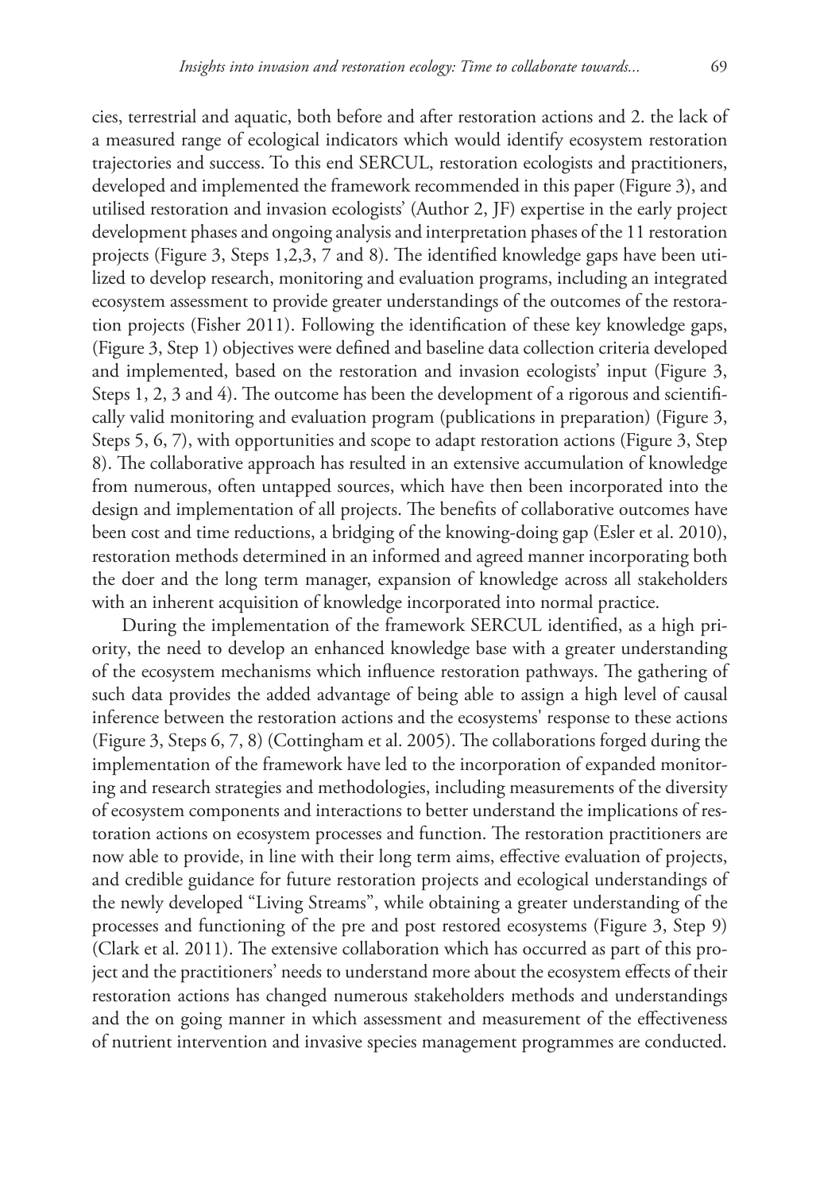cies, terrestrial and aquatic, both before and after restoration actions and 2. the lack of a measured range of ecological indicators which would identify ecosystem restoration trajectories and success. To this end SERCUL, restoration ecologists and practitioners, developed and implemented the framework recommended in this paper (Figure 3), and utilised restoration and invasion ecologists' (Author 2, JF) expertise in the early project development phases and ongoing analysis and interpretation phases of the 11 restoration projects (Figure 3, Steps 1,2,3, 7 and 8). The identified knowledge gaps have been utilized to develop research, monitoring and evaluation programs, including an integrated ecosystem assessment to provide greater understandings of the outcomes of the restoration projects (Fisher 2011). Following the identification of these key knowledge gaps, (Figure 3, Step 1) objectives were defined and baseline data collection criteria developed and implemented, based on the restoration and invasion ecologists' input (Figure 3, Steps 1, 2, 3 and 4). The outcome has been the development of a rigorous and scientifically valid monitoring and evaluation program (publications in preparation) (Figure 3, Steps 5, 6, 7), with opportunities and scope to adapt restoration actions (Figure 3, Step 8). The collaborative approach has resulted in an extensive accumulation of knowledge from numerous, often untapped sources, which have then been incorporated into the design and implementation of all projects. The benefits of collaborative outcomes have been cost and time reductions, a bridging of the knowing-doing gap (Esler et al. 2010), restoration methods determined in an informed and agreed manner incorporating both the doer and the long term manager, expansion of knowledge across all stakeholders with an inherent acquisition of knowledge incorporated into normal practice.

During the implementation of the framework SERCUL identified, as a high priority, the need to develop an enhanced knowledge base with a greater understanding of the ecosystem mechanisms which influence restoration pathways. The gathering of such data provides the added advantage of being able to assign a high level of causal inference between the restoration actions and the ecosystems' response to these actions (Figure 3, Steps 6, 7, 8) (Cottingham et al. 2005). The collaborations forged during the implementation of the framework have led to the incorporation of expanded monitoring and research strategies and methodologies, including measurements of the diversity of ecosystem components and interactions to better understand the implications of restoration actions on ecosystem processes and function. The restoration practitioners are now able to provide, in line with their long term aims, effective evaluation of projects, and credible guidance for future restoration projects and ecological understandings of the newly developed "Living Streams", while obtaining a greater understanding of the processes and functioning of the pre and post restored ecosystems (Figure 3, Step 9) (Clark et al. 2011). The extensive collaboration which has occurred as part of this project and the practitioners' needs to understand more about the ecosystem effects of their restoration actions has changed numerous stakeholders methods and understandings and the on going manner in which assessment and measurement of the effectiveness of nutrient intervention and invasive species management programmes are conducted.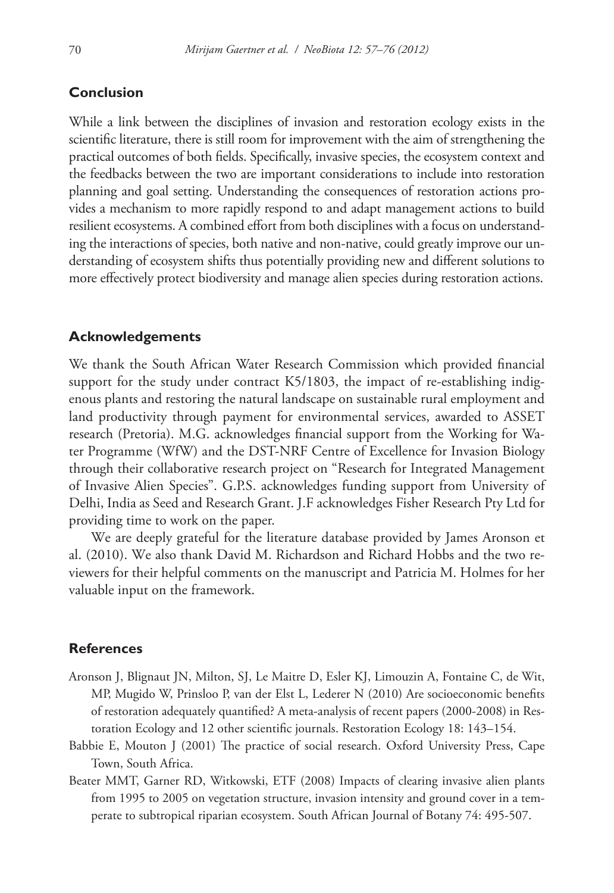## Conclusion

While a link between the disciplines of invasion and restoration ecology exists in the scientific literature, there is still room for improvement with the aim of strengthening the practical outcomes of both fields. Specifically, invasive species, the ecosystem context and the feedbacks between the two are important considerations to include into restoration planning and goal setting. Understanding the consequences of restoration actions provides a mechanism to more rapidly respond to and adapt management actions to build resilient ecosystems. A combined effort from both disciplines with a focus on understanding the interactions of species, both native and non-native, could greatly improve our understanding of ecosystem shifts thus potentially providing new and different solutions to more effectively protect biodiversity and manage alien species during restoration actions.

## Acknowledgements

We thank the South African Water Research Commission which provided financial support for the study under contract K5/1803, the impact of re-establishing indigenous plants and restoring the natural landscape on sustainable rural employment and land productivity through payment for environmental services, awarded to ASSET research (Pretoria). M.G. acknowledges financial support from the Working for Water Programme (WfW) and the DST-NRF Centre of Excellence for Invasion Biology through their collaborative research project on "Research for Integrated Management of Invasive Alien Species". G.P.S. acknowledges funding support from University of Delhi, India as Seed and Research Grant. J.F acknowledges Fisher Research Pty Ltd for providing time to work on the paper.

We are deeply grateful for the literature database provided by James Aronson et al. (2010). We also thank David M. Richardson and Richard Hobbs and the two reviewers for their helpful comments on the manuscript and Patricia M. Holmes for her valuable input on the framework.

## References

Aronson J, Blignaut JN, Milton, SJ, Le Maitre D, Esler KJ, Limouzin A, Fontaine C, de Wit, MP, Mugido W, Prinsloo P, van der Elst L, Lederer N (2010) Are socioeconomic benefits of restoration adequately quantified? A meta-analysis of recent papers (2000-2008) in Restoration Ecology and 12 other scientific journals. Restoration Ecology 18: 143–154.

Babbie E, Mouton J (2001) The practice of social research. Oxford University Press, Cape Town, South Africa.

Beater MMT, Garner RD, Witkowski, ETF (2008) Impacts of clearing invasive alien plants from 1995 to 2005 on vegetation structure, invasion intensity and ground cover in a temperate to subtropical riparian ecosystem. South African Journal of Botany 74: 495-507.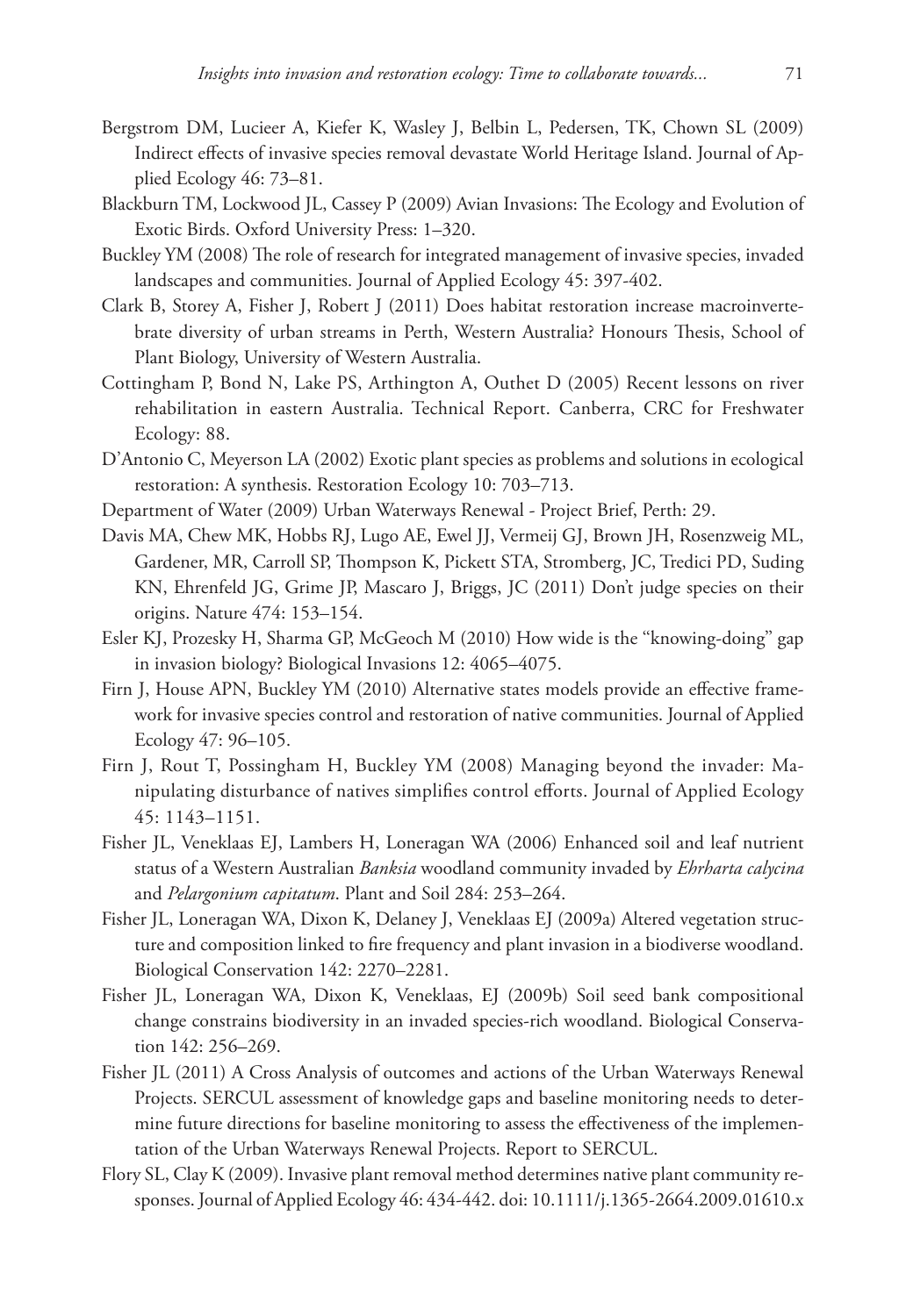Bergstrom DM, Lucieer A, Kiefer K, Wasley J, Belbin L, Pedersen, TK, Chown SL (2009) Indirect effects of invasive species removal devastate World Heritage Island. Journal of Applied Ecology 46: 73–81.

Blackburn TM, Lockwood JL, Cassey P (2009) Avian Invasions: The Ecology and Evolution of Exotic Birds. Oxford University Press: 1–320.

Buckley YM (2008) The role of research for integrated management of invasive species, invaded landscapes and communities. Journal of Applied Ecology 45: 397-402.

Clark B, Storey A, Fisher J, Robert J (2011) Does habitat restoration increase macroinvertebrate diversity of urban streams in Perth, Western Australia? Honours Thesis, School of Plant Biology, University of Western Australia.

Cottingham P, Bond N, Lake PS, Arthington A, Outhet D (2005) Recent lessons on river rehabilitation in eastern Australia. Technical Report. Canberra, CRC for Freshwater Ecology: 88.

D'Antonio C, Meyerson LA (2002) Exotic plant species as problems and solutions in ecological restoration: A synthesis. Restoration Ecology 10: 703–713.

Department of Water (2009) Urban Waterways Renewal - Project Brief, Perth: 29.

Davis MA, Chew MK, Hobbs RJ, Lugo AE, Ewel JJ, Vermeij GJ, Brown JH, Rosenzweig ML, Gardener, MR, Carroll SP, Thompson K, Pickett STA, Stromberg, JC, Tredici PD, Suding KN, Ehrenfeld JG, Grime JP, Mascaro J, Briggs, JC (2011) Don't judge species on their origins. Nature 474: 153–154.

Esler KJ, Prozesky H, Sharma GP, McGeoch M (2010) How wide is the "knowing-doing" gap in invasion biology? Biological Invasions 12: 4065–4075.

Firn J, House APN, Buckley YM (2010) Alternative states models provide an effective framework for invasive species control and restoration of native communities. Journal of Applied Ecology 47: 96–105.

Firn J, Rout T, Possingham H, Buckley YM (2008) Managing beyond the invader: Manipulating disturbance of natives simplifies control efforts. Journal of Applied Ecology 45: 1143–1151.

Fisher JL, Veneklaas EJ, Lambers H, Loneragan WA (2006) Enhanced soil and leaf nutrient status of a Western Australian *Banksia* woodland community invaded by *Ehrharta calycina* and *Pelargonium capitatum*. Plant and Soil 284: 253–264.

Fisher JL, Loneragan WA, Dixon K, Delaney J, Veneklaas EJ (2009a) Altered vegetation structure and composition linked to fire frequency and plant invasion in a biodiverse woodland. Biological Conservation 142: 2270–2281.

Fisher JL, Loneragan WA, Dixon K, Veneklaas, EJ (2009b) Soil seed bank compositional change constrains biodiversity in an invaded species-rich woodland. Biological Conservation 142: 256–269.

Fisher JL (2011) A Cross Analysis of outcomes and actions of the Urban Waterways Renewal Projects. SERCUL assessment of knowledge gaps and baseline monitoring needs to determine future directions for baseline monitoring to assess the effectiveness of the implementation of the Urban Waterways Renewal Projects. Report to SERCUL.

Flory SL, Clay K (2009). Invasive plant removal method determines native plant community responses. Journal of Applied Ecology 46: 434-442. doi: 10.1111/j.1365-2664.2009.01610.x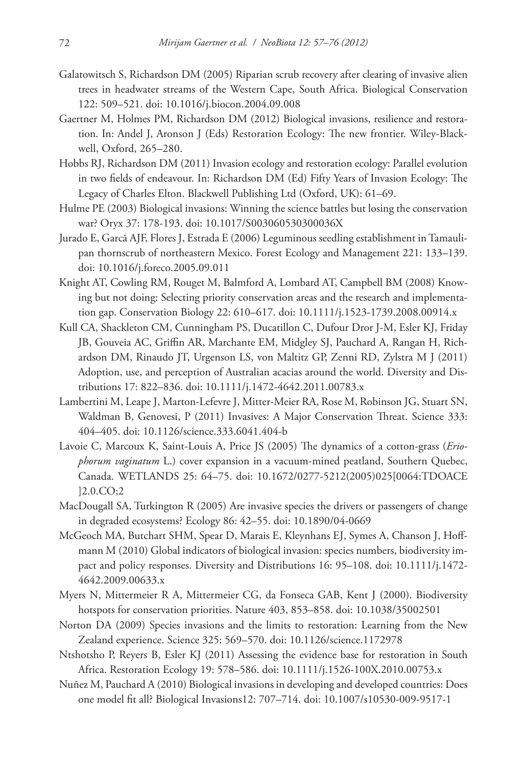Galatowitsch S, Richardson DM (2005) Riparian scrub recovery after clearing of invasive alien trees in headwater streams of the Western Cape, South Africa. Biological Conservation 122: 509–521. doi: 10.1016/j.biocon.2004.09.008

Gaertner M, Holmes PM, Richardson DM (2012) Biological invasions, resilience and restoration. In: Andel J, Aronson J (Eds) Restoration Ecology: The new frontier. Wiley-Blackwell, Oxford, 265–280.

Hobbs RJ, Richardson DM (2011) Invasion ecology and restoration ecology: Parallel evolution in two fields of endeavour. In: Richardson DM (Ed) Fifty Years of Invasion Ecology: The Legacy of Charles Elton. Blackwell Publishing Ltd (Oxford, UK): 61–69.

Hulme PE (2003) Biological invasions: Winning the science battles but losing the conservation war? Oryx 37: 178-193. doi: 10.1017/S003060530300036X

Jurado E, Garcá AJF, Flores J, Estrada E (2006) Leguminous seedling establishment in Tamaulipan thornscrub of northeastern Mexico. Forest Ecology and Management 221: 133–139. doi: 10.1016/j.foreco.2005.09.011

Knight AT, Cowling RM, Rouget M, Balmford A, Lombard AT, Campbell BM (2008) Knowing but not doing: Selecting priority conservation areas and the research and implementation gap. Conservation Biology 22: 610–617. doi: 10.1111/j.1523-1739.2008.00914.x

Kull CA, Shackleton CM, Cunningham PS, Ducatillon C, Dufour Dror J-M, Esler KJ, Friday JB, Gouveia AC, Griffin AR, Marchante EM, Midgley SJ, Pauchard A, Rangan H, Richardson DM, Rinaudo JT, Urgenson LS, von Maltitz GP, Zenni RD, Zylstra M J (2011) Adoption, use, and perception of Australian acacias around the world. Diversity and Distributions 17: 822–836. doi: 10.1111/j.1472-4642.2011.00783.x

Lambertini M, Leape J, Marton-Lefevre J, Mitter-Meier RA, Rose M, Robinson JG, Stuart SN, Waldman B, Genovesi, P (2011) Invasives: A Major Conservation Threat. Science 333: 404–405. doi: 10.1126/science.333.6041.404-b

Lavoie C, Marcoux K, Saint-Louis A, Price JS (2005) The dynamics of a cotton-grass (*Eriophorum vaginatum* L.) cover expansion in a vacuum-mined peatland, Southern Quebec, Canada. WETLANDS 25: 64–75. doi: 10.1672/0277-5212(2005)025[0064:TDOACE]2.0.CO;2

MacDougall SA, Turkington R (2005) Are invasive species the drivers or passengers of change in degraded ecosystems? Ecology 86: 42–55. doi: 10.1890/04-0669

McGeoch MA, Butchart SHM, Spear D, Marais E, Kleynhans EJ, Symes A, Chanson J, Hoffmann M (2010) Global indicators of biological invasion: species numbers, biodiversity impact and policy responses. Diversity and Distributions 16: 95–108. doi: 10.1111/j.1472-4642.2009.00633.x

Myers N, Mittermeier R A, Mittermeier CG, da Fonseca GAB, Kent J (2000). Biodiversity hotspots for conservation priorities. Nature 403, 853–858. doi: 10.1038/35002501

Norton DA (2009) Species invasions and the limits to restoration: Learning from the New Zealand experience. Science 325: 569–570. doi: 10.1126/science.1172978

Ntshotsho P, Reyers B, Esler KJ (2011) Assessing the evidence base for restoration in South Africa. Restoration Ecology 19: 578–586. doi: 10.1111/j.1526-100X.2010.00753.x

Nuñez M, Pauchard A (2010) Biological invasions in developing and developed countries: Does one model fit all? Biological Invasions12: 707–714. doi: 10.1007/s10530-009-9517-1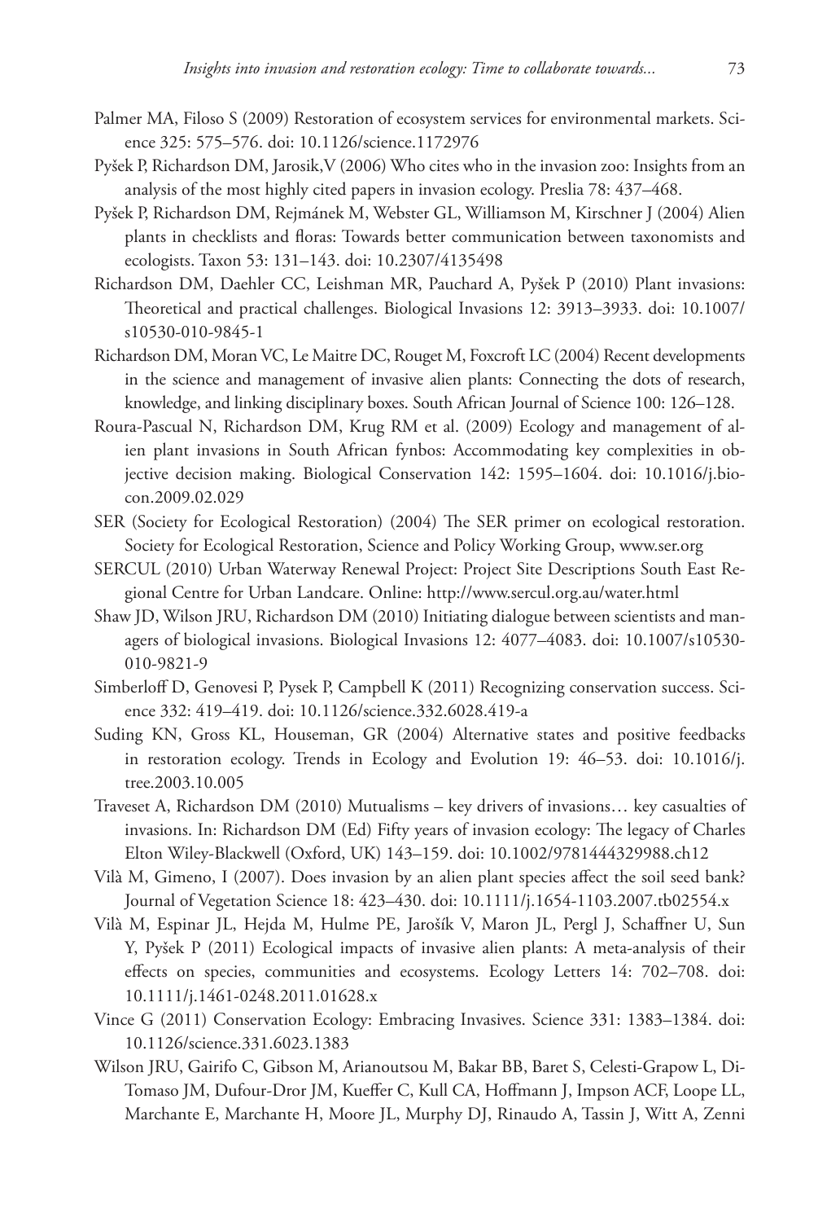Palmer MA, Filoso S (2009) Restoration of ecosystem services for environmental markets. Science 325: 575–576. doi: 10.1126/science.1172976

Pyšek P, Richardson DM, Jarosik,V (2006) Who cites who in the invasion zoo: Insights from an analysis of the most highly cited papers in invasion ecology. Preslia 78: 437–468.

Pyšek P, Richardson DM, Rejmánek M, Webster GL, Williamson M, Kirschner J (2004) Alien plants in checklists and floras: Towards better communication between taxonomists and ecologists. Taxon 53: 131–143. doi: 10.2307/4135498

Richardson DM, Daehler CC, Leishman MR, Pauchard A, Pyšek P (2010) Plant invasions: Theoretical and practical challenges. Biological Invasions 12: 3913–3933. doi: 10.1007/s10530-010-9845-1

Richardson DM, Moran VC, Le Maitre DC, Rouget M, Foxcroft LC (2004) Recent developments in the science and management of invasive alien plants: Connecting the dots of research, knowledge, and linking disciplinary boxes. South African Journal of Science 100: 126–128.

Roura-Pascual N, Richardson DM, Krug RM et al. (2009) Ecology and management of alien plant invasions in South African fynbos: Accommodating key complexities in objective decision making. Biological Conservation 142: 1595–1604. doi: 10.1016/j.biocon.2009.02.029

SER (Society for Ecological Restoration) (2004) The SER primer on ecological restoration. Society for Ecological Restoration, Science and Policy Working Group, www.ser.org

SERCUL (2010) Urban Waterway Renewal Project: Project Site Descriptions South East Regional Centre for Urban Landcare. Online: http://www.sercul.org.au/water.html

Shaw JD, Wilson JRU, Richardson DM (2010) Initiating dialogue between scientists and managers of biological invasions. Biological Invasions 12: 4077–4083. doi: 10.1007/s10530-010-9821-9

Simberloff D, Genovesi P, Pysek P, Campbell K (2011) Recognizing conservation success. Science 332: 419–419. doi: 10.1126/science.332.6028.419-a

Suding KN, Gross KL, Houseman, GR (2004) Alternative states and positive feedbacks in restoration ecology. Trends in Ecology and Evolution 19: 46–53. doi: 10.1016/j.tree.2003.10.005

Traveset A, Richardson DM (2010) Mutualisms – key drivers of invasions… key casualties of invasions. In: Richardson DM (Ed) Fifty years of invasion ecology: The legacy of Charles Elton Wiley-Blackwell (Oxford, UK) 143–159. doi: 10.1002/9781444329988.ch12

Vilà M, Gimeno, I (2007). Does invasion by an alien plant species affect the soil seed bank? Journal of Vegetation Science 18: 423–430. doi: 10.1111/j.1654-1103.2007.tb02554.x

Vilà M, Espinar JL, Hejda M, Hulme PE, Jarošík V, Maron JL, Pergl J, Schaffner U, Sun Y, Pyšek P (2011) Ecological impacts of invasive alien plants: A meta-analysis of their effects on species, communities and ecosystems. Ecology Letters 14: 702–708. doi: 10.1111/j.1461-0248.2011.01628.x

Vince G (2011) Conservation Ecology: Embracing Invasives. Science 331: 1383–1384. doi: 10.1126/science.331.6023.1383

Wilson JRU, Gairifo C, Gibson M, Arianoutsou M, Bakar BB, Baret S, Celesti-Grapow L, DiTomaso JM, Dufour-Dror JM, Kueffer C, Kull CA, Hoffmann J, Impson ACF, Loope LL, Marchante E, Marchante H, Moore JL, Murphy DJ, Rinaudo A, Tassin J, Witt A, Zenni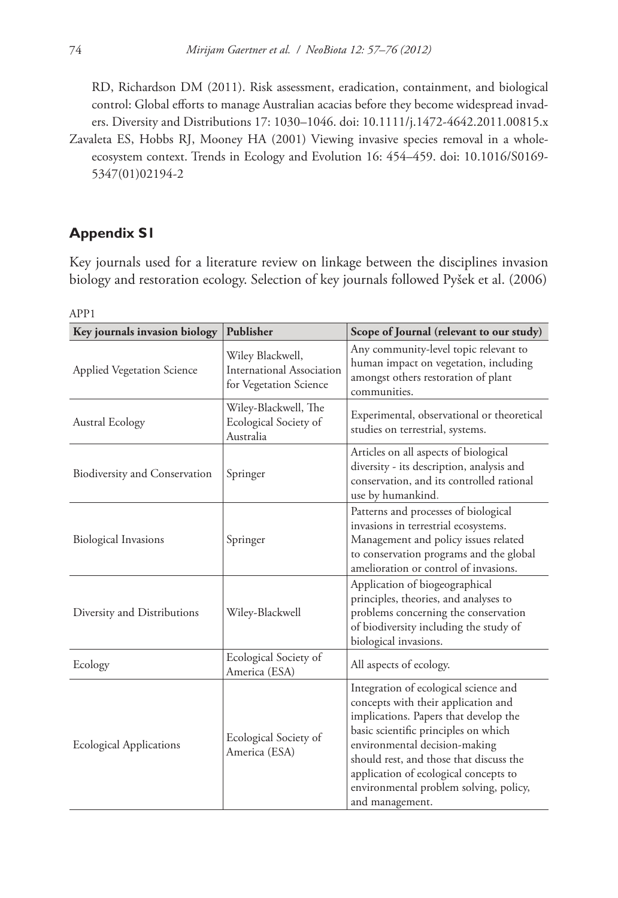RD, Richardson DM (2011). Risk assessment, eradication, containment, and biological control: Global efforts to manage Australian acacias before they become widespread invaders. Diversity and Distributions 17: 1030–1046. doi: 10.1111/j.1472-4642.2011.00815.x

Zavaleta ES, Hobbs RJ, Mooney HA (2001) Viewing invasive species removal in a whole-ecosystem context. Trends in Ecology and Evolution 16: 454–459. doi: 10.1016/S0169-5347(01)02194-2

## Appendix S1

Key journals used for a literature review on linkage between the disciplines invasion biology and restoration ecology. Selection of key journals followed Pyšek et al. (2006)

APP1

| Key journals invasion biology | Publisher | Scope of Journal (relevant to our study) |
|---|---|---|
| Applied Vegetation Science | Wiley Blackwell, International Association for Vegetation Science | Any community-level topic relevant to human impact on vegetation, including amongst others restoration of plant communities. |
| Austral Ecology | Wiley-Blackwell, The Ecological Society of Australia | Experimental, observational or theoretical studies on terrestrial, systems. |
| Biodiversity and Conservation | Springer | Articles on all aspects of biological diversity - its description, analysis and conservation, and its controlled rational use by humankind. |
| Biological Invasions | Springer | Patterns and processes of biological invasions in terrestrial ecosystems. Management and policy issues related to conservation programs and the global amelioration or control of invasions. |
| Diversity and Distributions | Wiley-Blackwell | Application of biogeographical principles, theories, and analyses to problems concerning the conservation of biodiversity including the study of biological invasions. |
| Ecology | Ecological Society of America (ESA) | All aspects of ecology. |
| Ecological Applications | Ecological Society of America (ESA) | Integration of ecological science and concepts with their application and implications. Papers that develop the basic scientific principles on which environmental decision-making should rest, and those that discuss the application of ecological concepts to environmental problem solving, policy, and management. |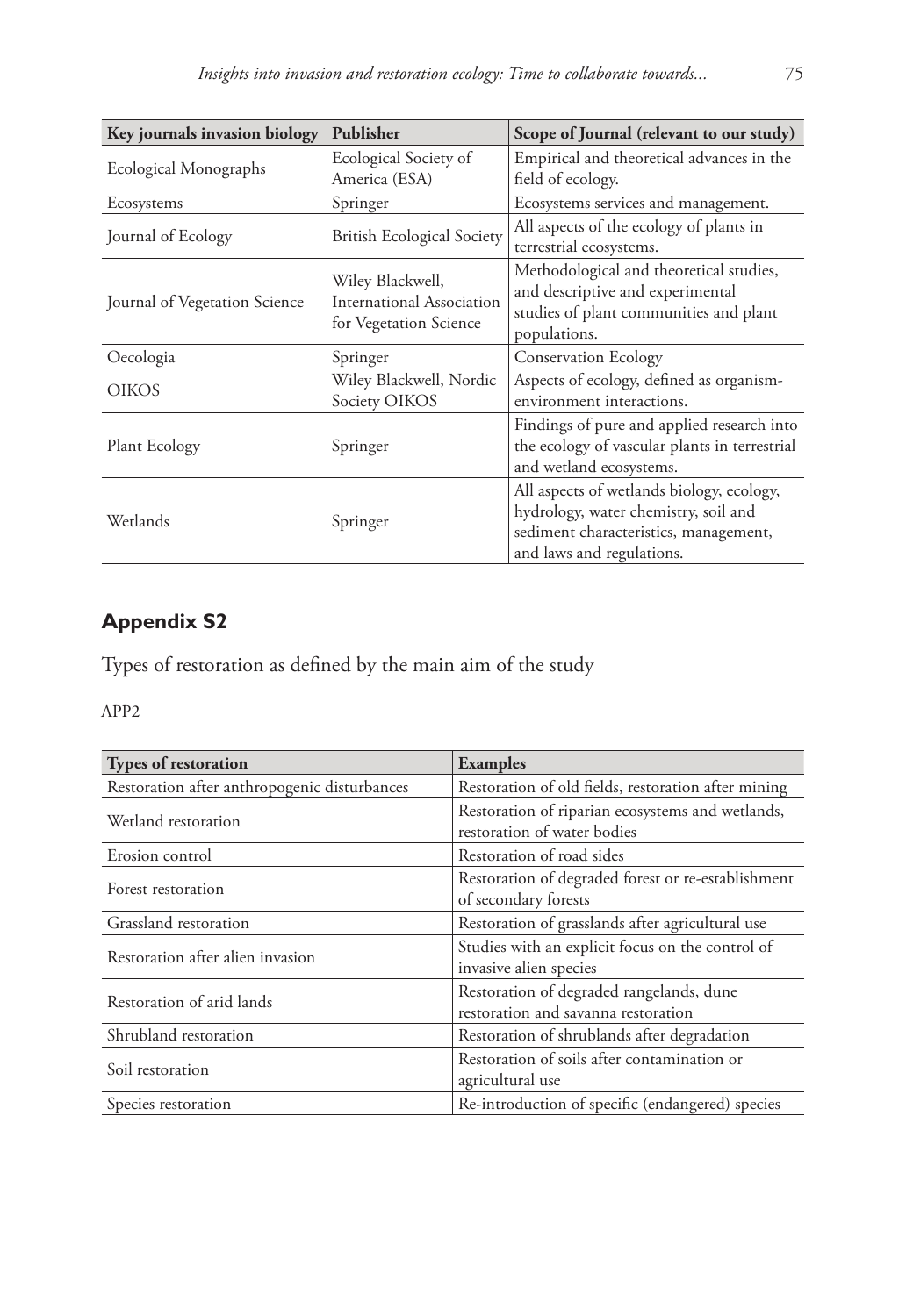| Key journals invasion biology | Publisher | Scope of Journal (relevant to our study) |
|---|---|---|
| Ecological Monographs | Ecological Society of America (ESA) | Empirical and theoretical advances in the field of ecology. |
| Ecosystems | Springer | Ecosystems services and management. |
| Journal of Ecology | British Ecological Society | All aspects of the ecology of plants in terrestrial ecosystems. |
| Journal of Vegetation Science | Wiley Blackwell, International Association for Vegetation Science | Methodological and theoretical studies, and descriptive and experimental studies of plant communities and plant populations. |
| Oecologia | Springer | Conservation Ecology |
| OIKOS | Wiley Blackwell, Nordic Society OIKOS | Aspects of ecology, defined as organism-environment interactions. |
| Plant Ecology | Springer | Findings of pure and applied research into the ecology of vascular plants in terrestrial and wetland ecosystems. |
| Wetlands | Springer | All aspects of wetlands biology, ecology, hydrology, water chemistry, soil and sediment characteristics, management, and laws and regulations. |

## Appendix S2

Types of restoration as defined by the main aim of the study

APP2

| Types of restoration | Examples |
|---|---|
| Restoration after anthropogenic disturbances | Restoration of old fields, restoration after mining |
| Wetland restoration | Restoration of riparian ecosystems and wetlands, restoration of water bodies |
| Erosion control | Restoration of road sides |
| Forest restoration | Restoration of degraded forest or re-establishment of secondary forests |
| Grassland restoration | Restoration of grasslands after agricultural use |
| Restoration after alien invasion | Studies with an explicit focus on the control of invasive alien species |
| Restoration of arid lands | Restoration of degraded rangelands, dune restoration and savanna restoration |
| Shrubland restoration | Restoration of shrublands after degradation |
| Soil restoration | Restoration of soils after contamination or agricultural use |
| Species restoration | Re-introduction of specific (endangered) species |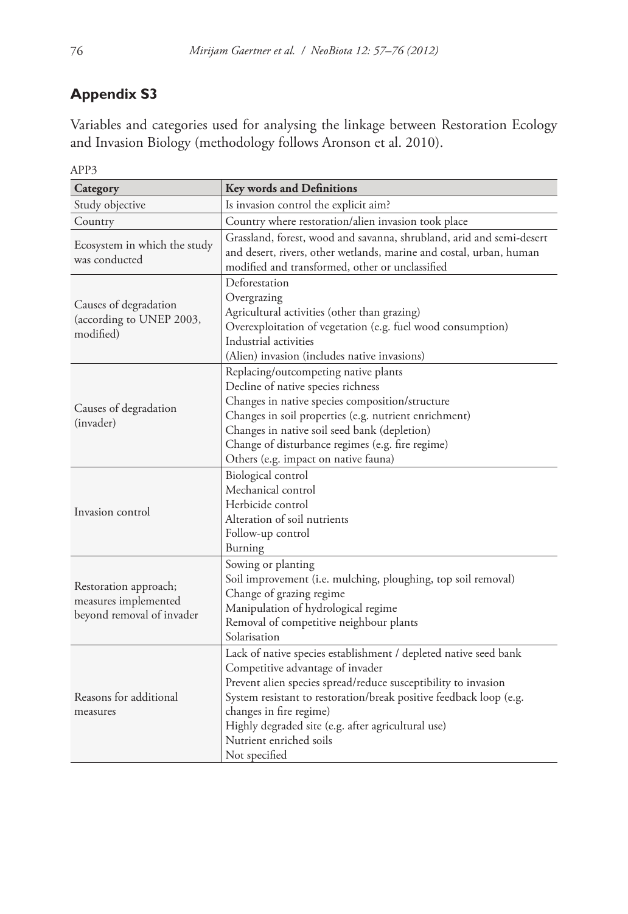## Appendix S3

Variables and categories used for analysing the linkage between Restoration Ecology and Invasion Biology (methodology follows Aronson et al. 2010).

APP3

| Category | Key words and Definitions |
|---|---|
| Study objective | Is invasion control the explicit aim? |
| Country | Country where restoration/alien invasion took place |
| Ecosystem in which the study was conducted | Grassland, forest, wood and savanna, shrubland, arid and semi-desert and desert, rivers, other wetlands, marine and costal, urban, human modified and transformed, other or unclassified |
| Causes of degradation (according to UNEP 2003, modified) | Deforestation<br>Overgrazing<br>Agricultural activities (other than grazing)<br>Overexploitation of vegetation (e.g. fuel wood consumption)<br>Industrial activities<br>(Alien) invasion (includes native invasions) |
| Causes of degradation (invader) | Replacing/outcompeting native plants<br>Decline of native species richness<br>Changes in native species composition/structure<br>Changes in soil properties (e.g. nutrient enrichment)<br>Changes in native soil seed bank (depletion)<br>Change of disturbance regimes (e.g. fire regime)<br>Others (e.g. impact on native fauna) |
| Invasion control | Biological control<br>Mechanical control<br>Herbicide control<br>Alteration of soil nutrients<br>Follow-up control<br>Burning |
| Restoration approach; measures implemented beyond removal of invader | Sowing or planting<br>Soil improvement (i.e. mulching, ploughing, top soil removal)<br>Change of grazing regime<br>Manipulation of hydrological regime<br>Removal of competitive neighbour plants<br>Solarisation |
| Reasons for additional measures | Lack of native species establishment / depleted native seed bank<br>Competitive advantage of invader<br>Prevent alien species spread/reduce susceptibility to invasion<br>System resistant to restoration/break positive feedback loop (e.g. changes in fire regime)<br>Highly degraded site (e.g. after agricultural use)<br>Nutrient enriched soils<br>Not specified |